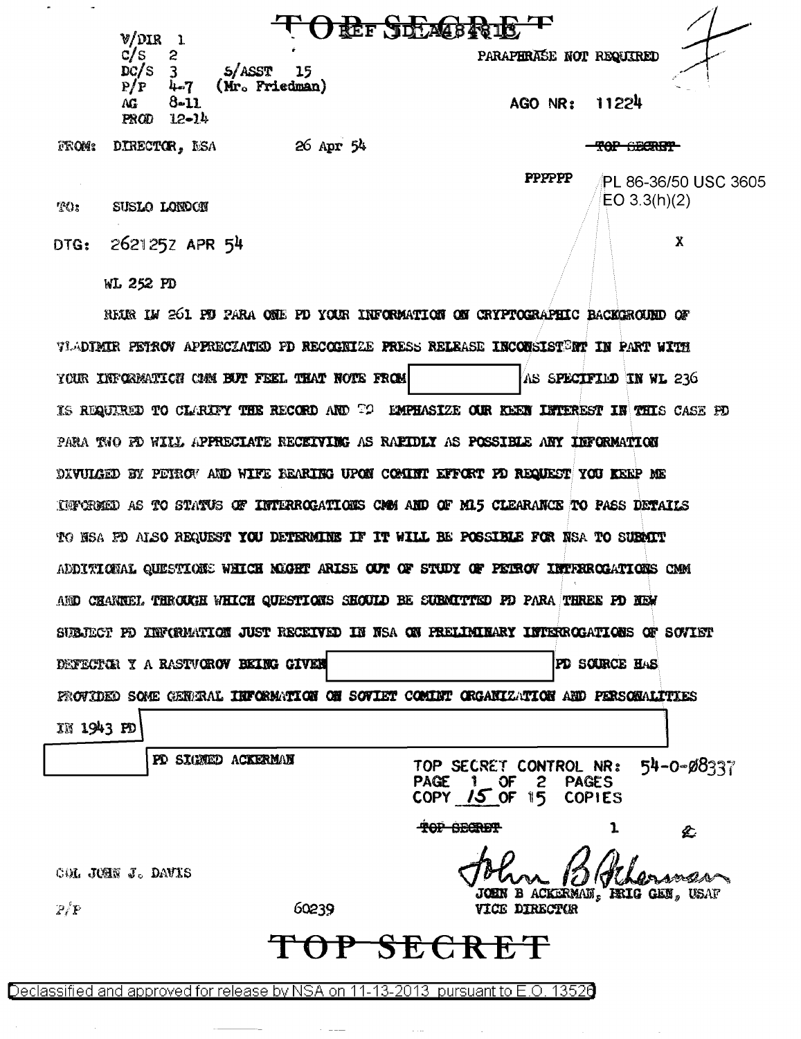TOP SECRET

REF ID:A484818

V/DIR 1
C/S 2
DC/S 3 S/ASST 15
P/P 4-7 (Mr. Friedman)
AG 8-11
PROD 12-14

PARAPHRASE NOT REQUIRED

AGO NR: 11224

FROM: DIRECTOR, NSA 26 Apr 54

TOP SECRET

PPPPPP

PL 86-36/50 USC 3605
EO 3.3(h)(2)

TO: SUSLO LONDON

DTG: 262125Z APR 54

X

WL 252 PD

REUR IW 261 PD PARA ONE PD YOUR INFORMATION ON CRYPTOGRAPHIC BACKGROUND OF VLADIMIR PETROV APPRECIATED PD RECOGNIZE PRESS RELEASE INCONSISTENT IN PART WITH YOUR INFORMATION CMM BUT FEEL THAT NOTE FROM [REDACTED] AS SPECIFIED IN WL 236 IS REQUIRED TO CLARIFY THE RECORD AND TO EMPHASIZE OUR KEEN INTEREST IN THIS CASE PD PARA TWO PD WILL APPRECIATE RECEIVING AS RAPIDLY AS POSSIBLE ANY INFORMATION DIVULGED BY PETROV AND WIFE BEARING UPON COMINT EFFORT PD REQUEST YOU KEEP ME INFORMED AS TO STATUS OF INTERROGATIONS CMM AND OF MI5 CLEARANCE TO PASS DETAILS TO NSA PD ALSO REQUEST YOU DETERMINE IF IT WILL BE POSSIBLE FOR NSA TO SUBMIT ADDITIONAL QUESTIONS WHICH MIGHT ARISE OUT OF STUDY OF PETROV INTERROGATIONS CMM AND CHANNEL THROUGH WHICH QUESTIONS SHOULD BE SUBMITTED PD PARA THREE PD NEW SUBJECT PD INFORMATION JUST RECEIVED IN NSA ON PRELIMINARY INTERROGATIONS OF SOVIET DEFECTOR Y A RASTVOROV BEING GIVEN [REDACTED] PD SOURCE HAS PROVIDED SOME GENERAL INFORMATION ON SOVIET COMINT ORGANIZATION AND PERSONALITIES IN 1943 PD [REDACTED]

[REDACTED] PD SIGNED ACKERMAN

TOP SECRET CONTROL NR: 54-0-08337
PAGE 1 OF 2 PAGES
COPY 15 OF 15 COPIES

TOP SECRET 1

COL JOHN J. DAVIS

P/P 60239

JOHN B ACKERMAN, BRIG GEN, USAF
VICE DIRECTOR

TOP SECRET

Declassified and approved for release by NSA on 11-13-2013 pursuant to E.O. 13526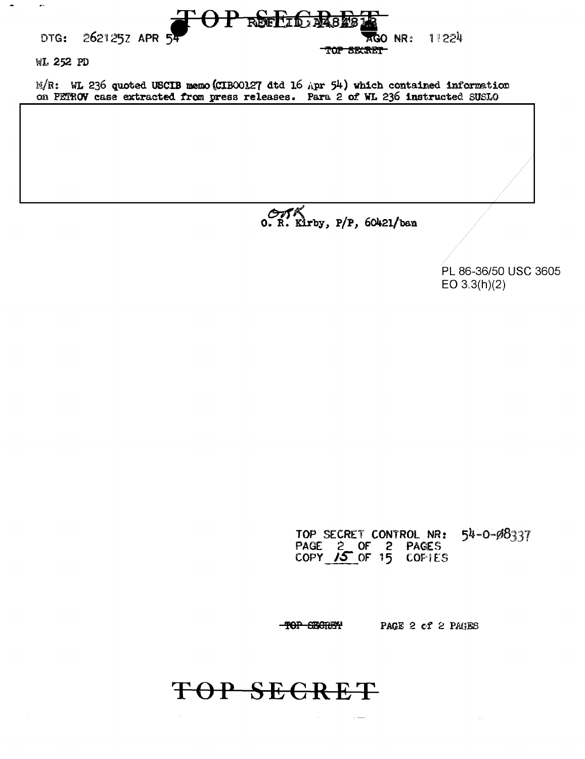DTG: 262125Z APR 54 AGO NR: 11224

WL 252 PD

M/R: WL 236 quoted USCIB memo (CIB00127 dtd 16 Apr 54) which contained information on PETROV case extracted from press releases. Para 2 of WL 236 instructed SUSLO

O. R. Kirby, P/P, 60421/ban

PL 86-36/50 USC 3605
EO 3.3(h)(2)

TOP SECRET CONTROL NR: 54-0-08337
PAGE 2 OF 2 PAGES
COPY 15 OF 15 COPIES